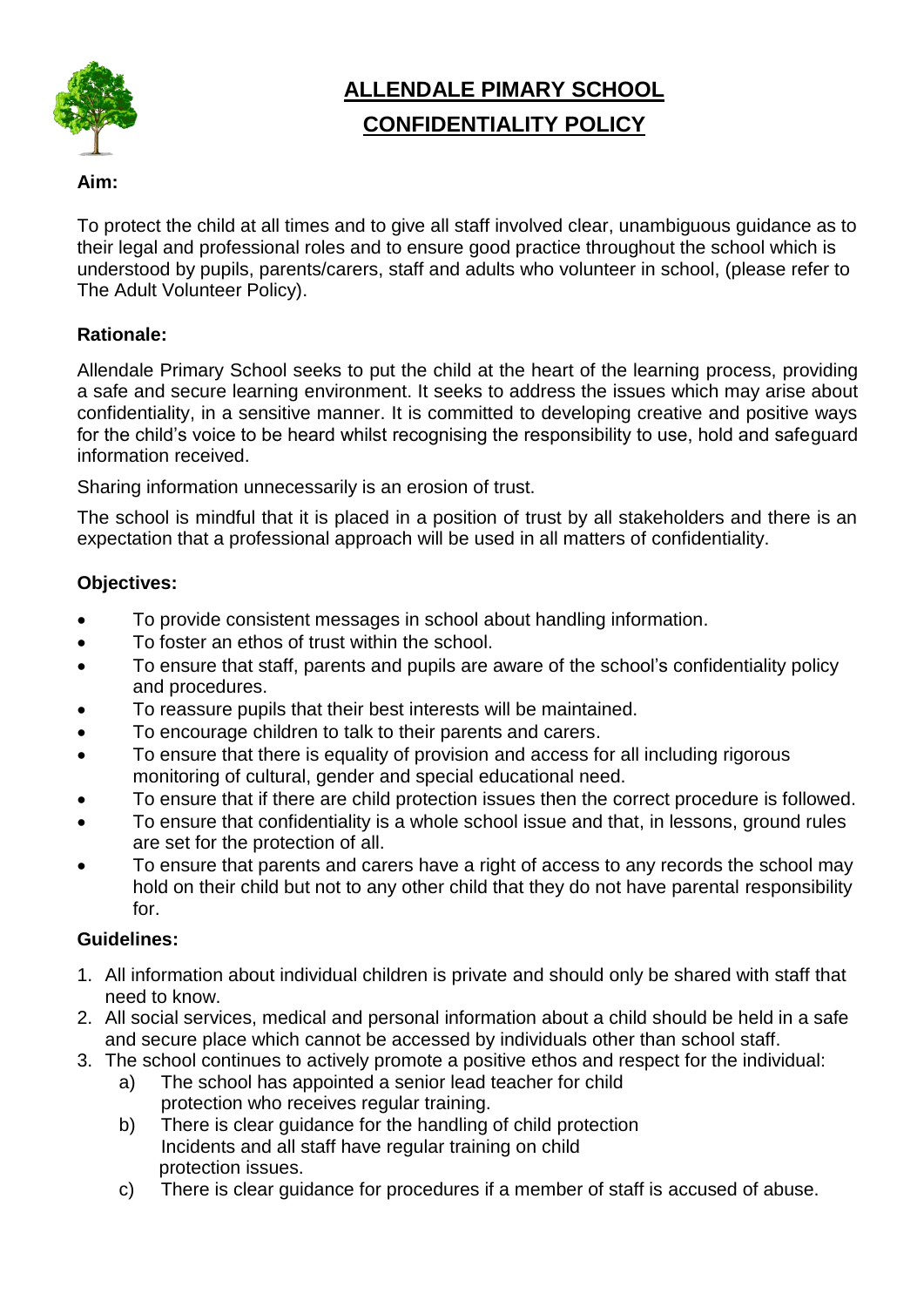# ALLENDALE PIMARY SCHOOL
# CONFIDENTIALITY POLICY

**Aim:**

To protect the child at all times and to give all staff involved clear, unambiguous guidance as to their legal and professional roles and to ensure good practice throughout the school which is understood by pupils, parents/carers, staff and adults who volunteer in school, (please refer to The Adult Volunteer Policy).

**Rationale:**

Allendale Primary School seeks to put the child at the heart of the learning process, providing a safe and secure learning environment. It seeks to address the issues which may arise about confidentiality, in a sensitive manner. It is committed to developing creative and positive ways for the child's voice to be heard whilst recognising the responsibility to use, hold and safeguard information received.

Sharing information unnecessarily is an erosion of trust.

The school is mindful that it is placed in a position of trust by all stakeholders and there is an expectation that a professional approach will be used in all matters of confidentiality.

**Objectives:**

- To provide consistent messages in school about handling information.
- To foster an ethos of trust within the school.
- To ensure that staff, parents and pupils are aware of the school's confidentiality policy and procedures.
- To reassure pupils that their best interests will be maintained.
- To encourage children to talk to their parents and carers.
- To ensure that there is equality of provision and access for all including rigorous monitoring of cultural, gender and special educational need.
- To ensure that if there are child protection issues then the correct procedure is followed.
- To ensure that confidentiality is a whole school issue and that, in lessons, ground rules are set for the protection of all.
- To ensure that parents and carers have a right of access to any records the school may hold on their child but not to any other child that they do not have parental responsibility for.

**Guidelines:**

1. All information about individual children is private and should only be shared with staff that need to know.
2. All social services, medical and personal information about a child should be held in a safe and secure place which cannot be accessed by individuals other than school staff.
3. The school continues to actively promote a positive ethos and respect for the individual:
   a) The school has appointed a senior lead teacher for child protection who receives regular training.
   b) There is clear guidance for the handling of child protection Incidents and all staff have regular training on child protection issues.
   c) There is clear guidance for procedures if a member of staff is accused of abuse.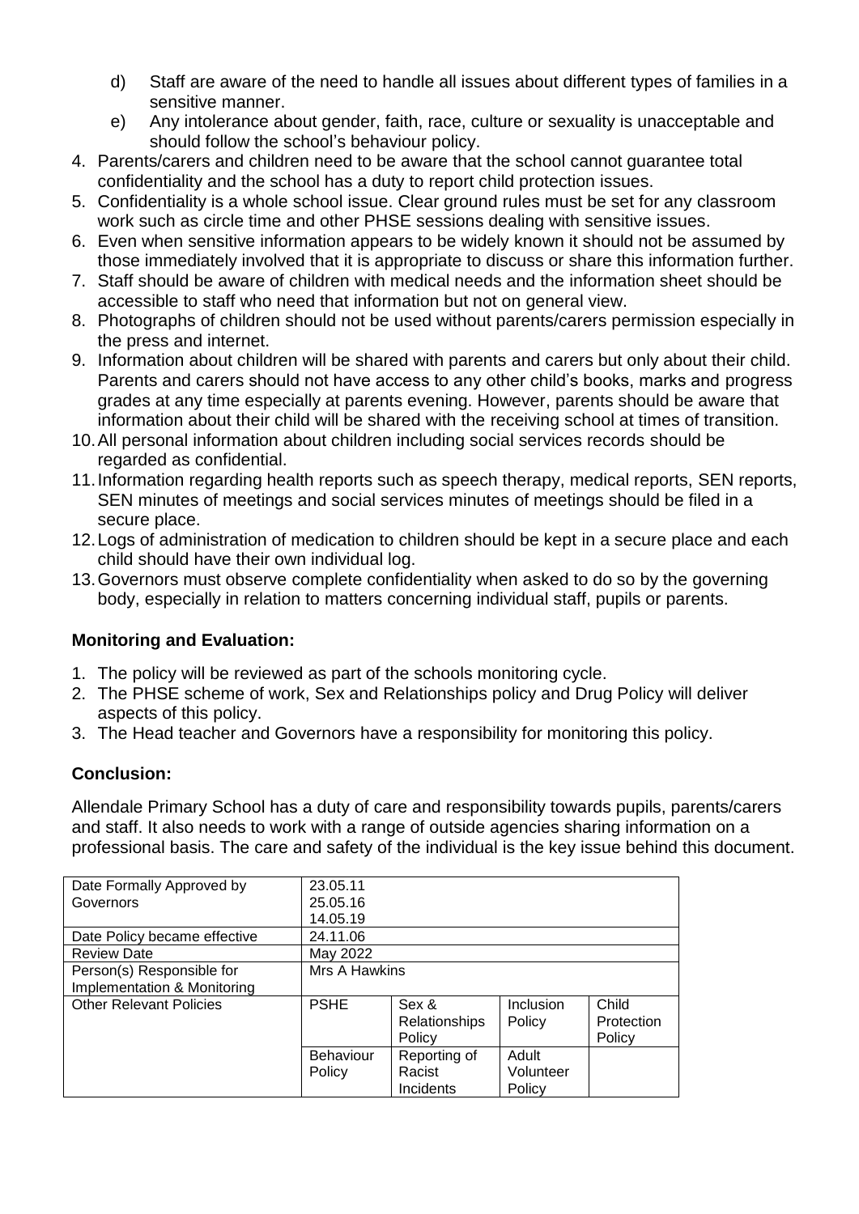d) Staff are aware of the need to handle all issues about different types of families in a sensitive manner.

e) Any intolerance about gender, faith, race, culture or sexuality is unacceptable and should follow the school's behaviour policy.

4. Parents/carers and children need to be aware that the school cannot guarantee total confidentiality and the school has a duty to report child protection issues.
5. Confidentiality is a whole school issue. Clear ground rules must be set for any classroom work such as circle time and other PHSE sessions dealing with sensitive issues.
6. Even when sensitive information appears to be widely known it should not be assumed by those immediately involved that it is appropriate to discuss or share this information further.
7. Staff should be aware of children with medical needs and the information sheet should be accessible to staff who need that information but not on general view.
8. Photographs of children should not be used without parents/carers permission especially in the press and internet.
9. Information about children will be shared with parents and carers but only about their child. Parents and carers should not have access to any other child's books, marks and progress grades at any time especially at parents evening. However, parents should be aware that information about their child will be shared with the receiving school at times of transition.
10. All personal information about children including social services records should be regarded as confidential.
11. Information regarding health reports such as speech therapy, medical reports, SEN reports, SEN minutes of meetings and social services minutes of meetings should be filed in a secure place.
12. Logs of administration of medication to children should be kept in a secure place and each child should have their own individual log.
13. Governors must observe complete confidentiality when asked to do so by the governing body, especially in relation to matters concerning individual staff, pupils or parents.

**Monitoring and Evaluation:**

1. The policy will be reviewed as part of the schools monitoring cycle.
2. The PHSE scheme of work, Sex and Relationships policy and Drug Policy will deliver aspects of this policy.
3. The Head teacher and Governors have a responsibility for monitoring this policy.

**Conclusion:**

Allendale Primary School has a duty of care and responsibility towards pupils, parents/carers and staff. It also needs to work with a range of outside agencies sharing information on a professional basis. The care and safety of the individual is the key issue behind this document.

| | | | | |
|---|---|---|---|---|
| Date Formally Approved by Governors | 23.05.11<br>25.05.16<br>14.05.19 | | | |
| Date Policy became effective | 24.11.06 | | | |
| Review Date | May 2022 | | | |
| Person(s) Responsible for Implementation & Monitoring | Mrs A Hawkins | | | |
| Other Relevant Policies | PSHE | Sex & Relationships Policy | Inclusion Policy | Child Protection Policy |
| | Behaviour Policy | Reporting of Racist Incidents | Adult Volunteer Policy | |